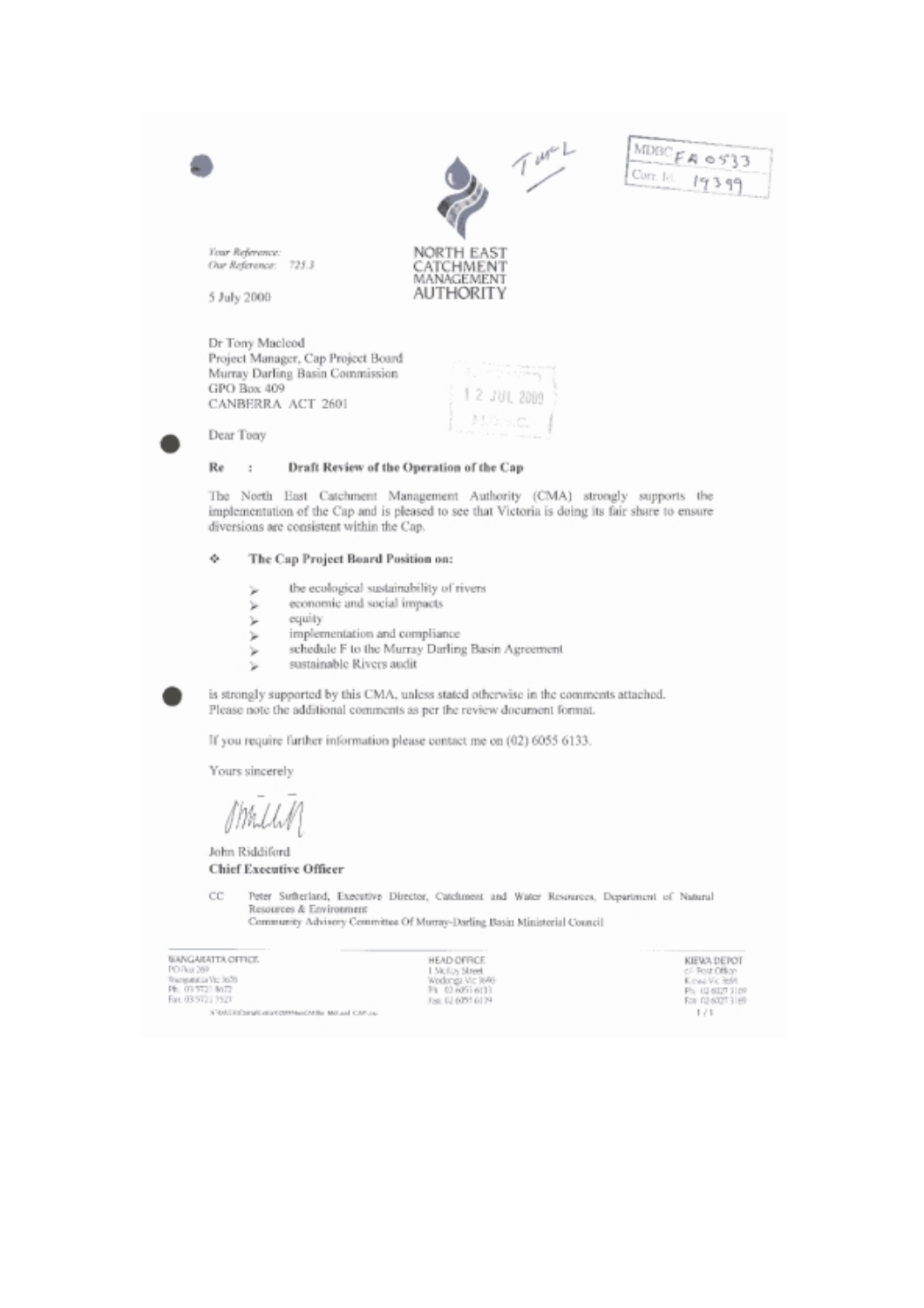NORTH EAST CATCHMENT MANAGEMENT AUTHORITY

MDBC FA 0533
Corr. Id. 19399

*Your Reference:*
*Our Reference:* 725.3

5 July 2000

Dr Tony Macleod
Project Manager, Cap Project Board
Murray Darling Basin Commission
GPO Box 409
CANBERRA ACT 2601

12 JUL 2000

Dear Tony

**Re : Draft Review of the Operation of the Cap**

The North East Catchment Management Authority (CMA) strongly supports the implementation of the Cap and is pleased to see that Victoria is doing its fair share to ensure diversions are consistent within the Cap.

- **The Cap Project Board Position on:**
  - the ecological sustainability of rivers
  - economic and social impacts
  - equity
  - implementation and compliance
  - schedule F to the Murray Darling Basin Agreement
  - sustainable Rivers audit

is strongly supported by this CMA, unless stated otherwise in the comments attached. Please note the additional comments as per the review document format.

If you require further information please contact me on (02) 6055 6133.

Yours sincerely

John Riddiford
**Chief Executive Officer**

CC Peter Sutherland, Executive Director, Catchment and Water Resources, Department of Natural Resources & Environment
Community Advisory Committee Of Murray-Darling Basin Ministerial Council

WANGARATTA OFFICE
PO Box 269
Wangaratta Vic 3676
Ph 03 5721 8672
Fax 03 5721 7523

HEAD OFFICE
1 McKoy Street
Wodonga Vic 3690
Ph 02 6055 6133
Fax 02 6055 6179

KIEWA DEPOT
c/- Post Office
Kiewa Vic 3691
Ph 02 6027 3169
Fax 02 6027 3169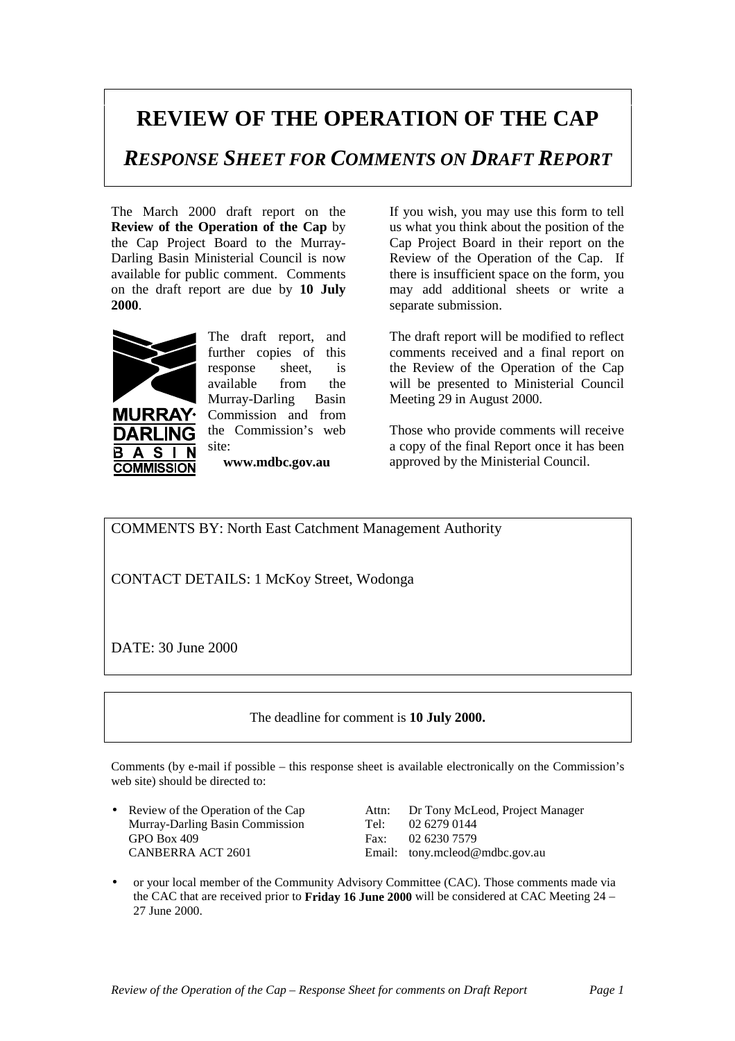# REVIEW OF THE OPERATION OF THE CAP

## *RESPONSE SHEET FOR COMMENTS ON DRAFT REPORT*

The March 2000 draft report on the **Review of the Operation of the Cap** by the Cap Project Board to the Murray-Darling Basin Ministerial Council is now available for public comment. Comments on the draft report are due by **10 July 2000**.

The draft report, and further copies of this response sheet, is available from the Murray-Darling Basin Commission and from the Commission's web site:

**www.mdbc.gov.au**

If you wish, you may use this form to tell us what you think about the position of the Cap Project Board in their report on the Review of the Operation of the Cap. If there is insufficient space on the form, you may add additional sheets or write a separate submission.

The draft report will be modified to reflect comments received and a final report on the Review of the Operation of the Cap will be presented to Ministerial Council Meeting 29 in August 2000.

Those who provide comments will receive a copy of the final Report once it has been approved by the Ministerial Council.

COMMENTS BY: North East Catchment Management Authority

CONTACT DETAILS: 1 McKoy Street, Wodonga

DATE: 30 June 2000

The deadline for comment is **10 July 2000.**

Comments (by e-mail if possible – this response sheet is available electronically on the Commission's web site) should be directed to:

- Review of the Operation of the Cap
  Murray-Darling Basin Commission
  GPO Box 409
  CANBERRA ACT 2601

  Attn: Dr Tony McLeod, Project Manager
  Tel: 02 6279 0144
  Fax: 02 6230 7579
  Email: tony.mcleod@mdbc.gov.au

- or your local member of the Community Advisory Committee (CAC). Those comments made via the CAC that are received prior to **Friday 16 June 2000** will be considered at CAC Meeting 24 – 27 June 2000.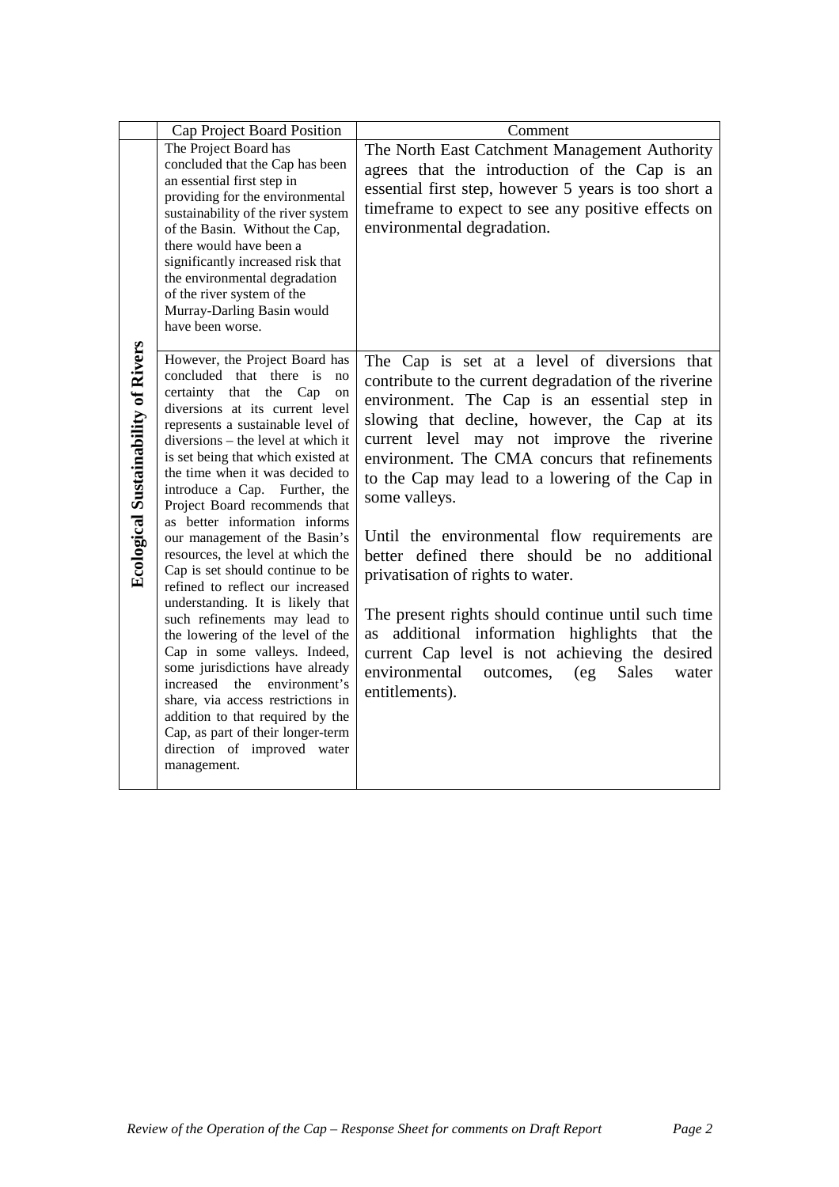| | Cap Project Board Position | Comment |
|---|---|---|
| **Ecological Sustainability of Rivers** | The Project Board has concluded that the Cap has been an essential first step in providing for the environmental sustainability of the river system of the Basin. Without the Cap, there would have been a significantly increased risk that the environmental degradation of the river system of the Murray-Darling Basin would have been worse. | The North East Catchment Management Authority agrees that the introduction of the Cap is an essential first step, however 5 years is too short a timeframe to expect to see any positive effects on environmental degradation. |
| | However, the Project Board has concluded that there is no certainty that the Cap on diversions at its current level represents a sustainable level of diversions – the level at which it is set being that which existed at the time when it was decided to introduce a Cap. Further, the Project Board recommends that as better information informs our management of the Basin's resources, the level at which the Cap is set should continue to be refined to reflect our increased understanding. It is likely that such refinements may lead to the lowering of the level of the Cap in some valleys. Indeed, some jurisdictions have already increased the environment's share, via access restrictions in addition to that required by the Cap, as part of their longer-term direction of improved water management. | The Cap is set at a level of diversions that contribute to the current degradation of the riverine environment. The Cap is an essential step in slowing that decline, however, the Cap at its current level may not improve the riverine environment. The CMA concurs that refinements to the Cap may lead to a lowering of the Cap in some valleys.<br><br>Until the environmental flow requirements are better defined there should be no additional privatisation of rights to water.<br><br>The present rights should continue until such time as additional information highlights that the current Cap level is not achieving the desired environmental outcomes, (eg Sales water entitlements). |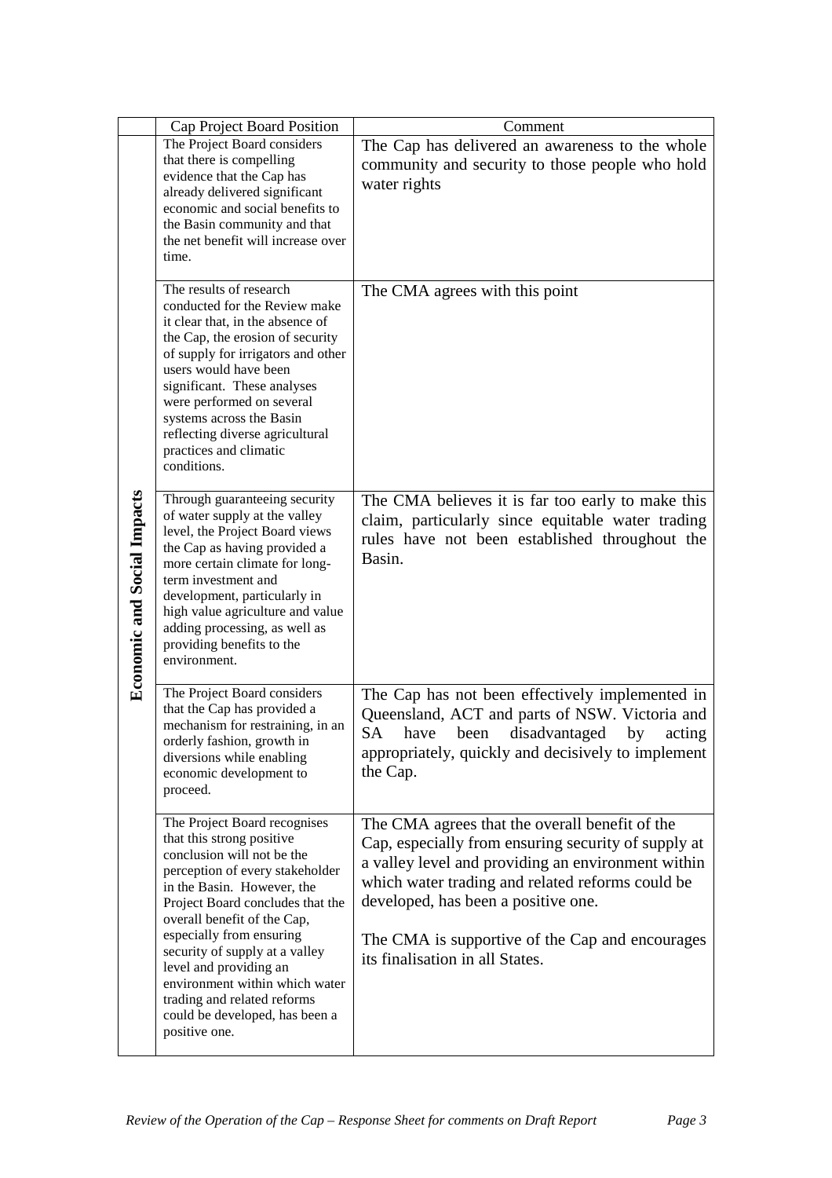| | Cap Project Board Position | Comment |
|---|---|---|
| **Economic and Social Impacts** | The Project Board considers that there is compelling evidence that the Cap has already delivered significant economic and social benefits to the Basin community and that the net benefit will increase over time. | The Cap has delivered an awareness to the whole community and security to those people who hold water rights |
| | The results of research conducted for the Review make it clear that, in the absence of the Cap, the erosion of security of supply for irrigators and other users would have been significant. These analyses were performed on several systems across the Basin reflecting diverse agricultural practices and climatic conditions. | The CMA agrees with this point |
| | Through guaranteeing security of water supply at the valley level, the Project Board views the Cap as having provided a more certain climate for long-term investment and development, particularly in high value agriculture and value adding processing, as well as providing benefits to the environment. | The CMA believes it is far too early to make this claim, particularly since equitable water trading rules have not been established throughout the Basin. |
| | The Project Board considers that the Cap has provided a mechanism for restraining, in an orderly fashion, growth in diversions while enabling economic development to proceed. | The Cap has not been effectively implemented in Queensland, ACT and parts of NSW. Victoria and SA have been disadvantaged by acting appropriately, quickly and decisively to implement the Cap. |
| | The Project Board recognises that this strong positive conclusion will not be the perception of every stakeholder in the Basin. However, the Project Board concludes that the overall benefit of the Cap, especially from ensuring security of supply at a valley level and providing an environment within which water trading and related reforms could be developed, has been a positive one. | The CMA agrees that the overall benefit of the Cap, especially from ensuring security of supply at a valley level and providing an environment within which water trading and related reforms could be developed, has been a positive one.<br><br>The CMA is supportive of the Cap and encourages its finalisation in all States. |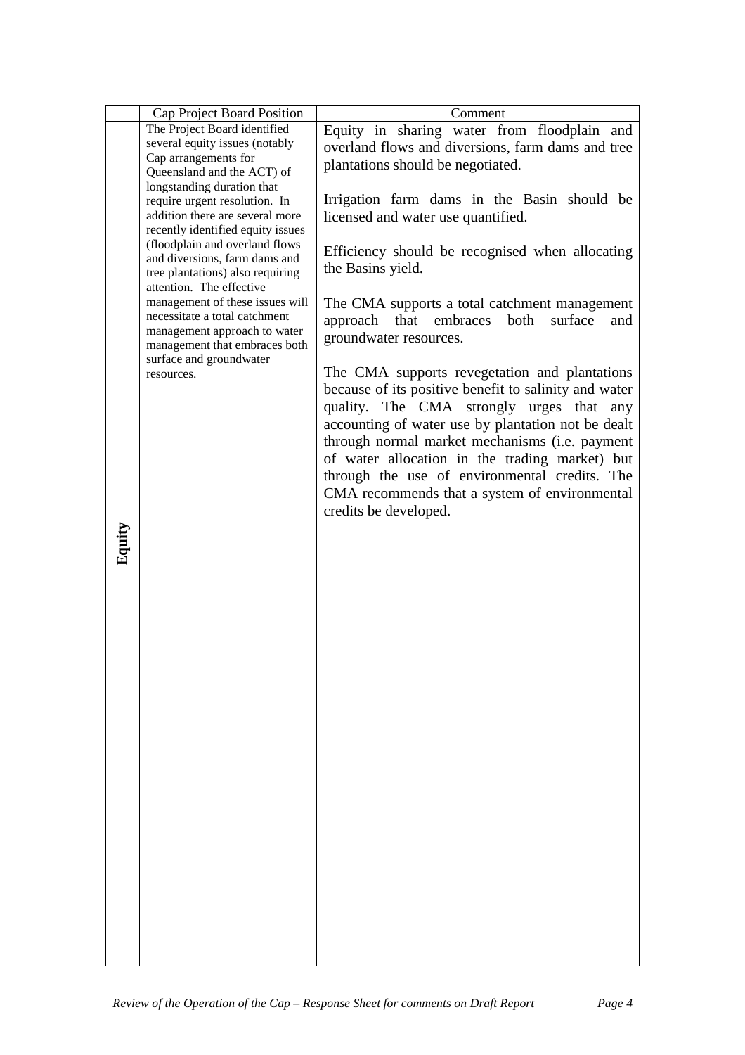|  | Cap Project Board Position | Comment |
| --- | --- | --- |
| **Equity** | The Project Board identified several equity issues (notably Cap arrangements for Queensland and the ACT) of longstanding duration that require urgent resolution. In addition there are several more recently identified equity issues (floodplain and overland flows and diversions, farm dams and tree plantations) also requiring attention. The effective management of these issues will necessitate a total catchment management approach to water management that embraces both surface and groundwater resources. | Equity in sharing water from floodplain and overland flows and diversions, farm dams and tree plantations should be negotiated.<br><br>Irrigation farm dams in the Basin should be licensed and water use quantified.<br><br>Efficiency should be recognised when allocating the Basins yield.<br><br>The CMA supports a total catchment management approach that embraces both surface and groundwater resources.<br><br>The CMA supports revegetation and plantations because of its positive benefit to salinity and water quality. The CMA strongly urges that any accounting of water use by plantation not be dealt through normal market mechanisms (i.e. payment of water allocation in the trading market) but through the use of environmental credits. The CMA recommends that a system of environmental credits be developed. |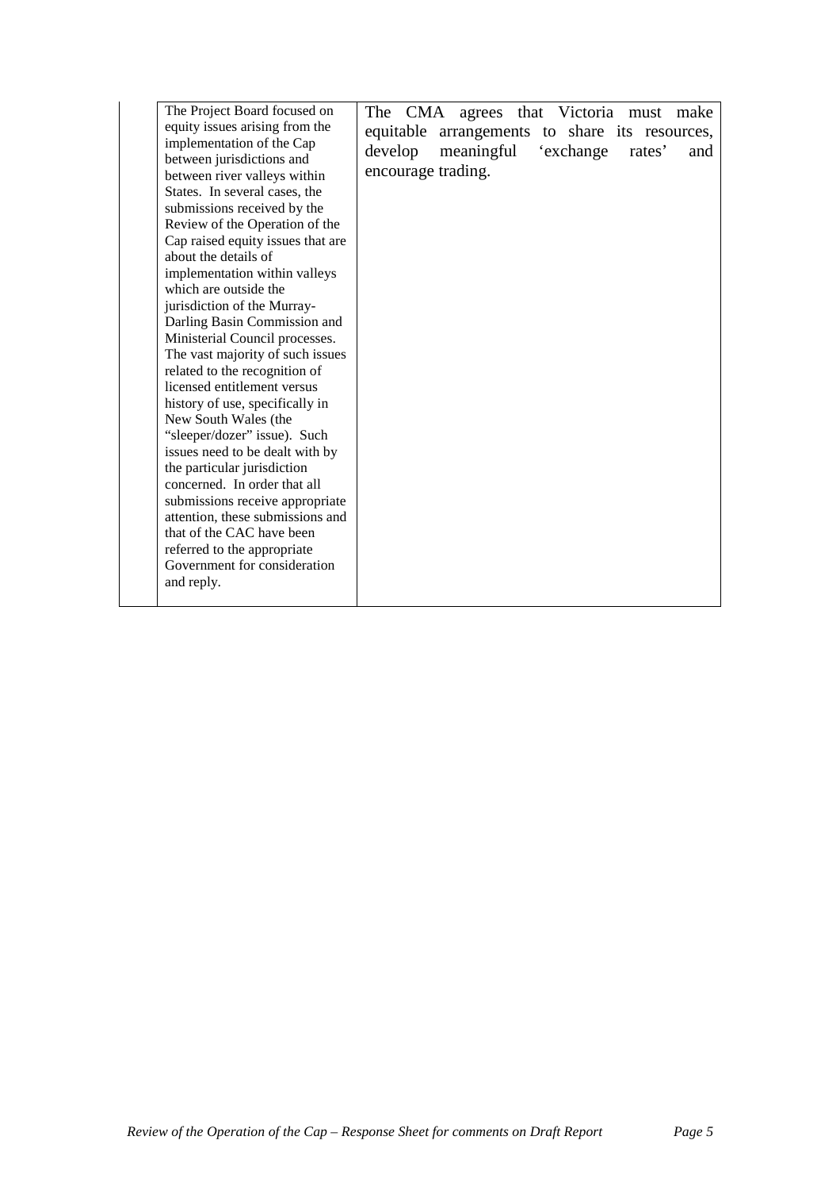| | | |
|---|---|---|
| | The Project Board focused on equity issues arising from the implementation of the Cap between jurisdictions and between river valleys within States. In several cases, the submissions received by the Review of the Operation of the Cap raised equity issues that are about the details of implementation within valleys which are outside the jurisdiction of the Murray-Darling Basin Commission and Ministerial Council processes. The vast majority of such issues related to the recognition of licensed entitlement versus history of use, specifically in New South Wales (the "sleeper/dozer" issue). Such issues need to be dealt with by the particular jurisdiction concerned. In order that all submissions receive appropriate attention, these submissions and that of the CAC have been referred to the appropriate Government for consideration and reply. | The CMA agrees that Victoria must make equitable arrangements to share its resources, develop meaningful 'exchange rates' and encourage trading. |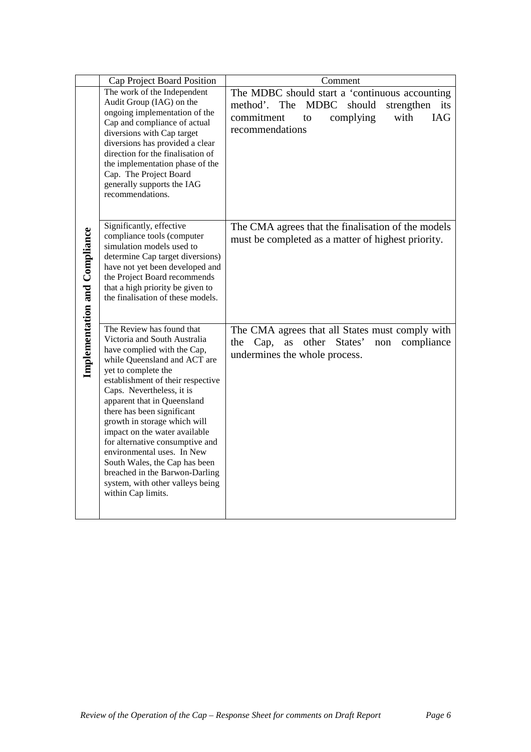| | Cap Project Board Position | Comment |
|---|---|---|
| **Implementation and Compliance** | The work of the Independent Audit Group (IAG) on the ongoing implementation of the Cap and compliance of actual diversions with Cap target diversions has provided a clear direction for the finalisation of the implementation phase of the Cap. The Project Board generally supports the IAG recommendations. | The MDBC should start a 'continuous accounting method'. The MDBC should strengthen its commitment to complying with IAG recommendations |
| | Significantly, effective compliance tools (computer simulation models used to determine Cap target diversions) have not yet been developed and the Project Board recommends that a high priority be given to the finalisation of these models. | The CMA agrees that the finalisation of the models must be completed as a matter of highest priority. |
| | The Review has found that Victoria and South Australia have complied with the Cap, while Queensland and ACT are yet to complete the establishment of their respective Caps. Nevertheless, it is apparent that in Queensland there has been significant growth in storage which will impact on the water available for alternative consumptive and environmental uses. In New South Wales, the Cap has been breached in the Barwon-Darling system, with other valleys being within Cap limits. | The CMA agrees that all States must comply with the Cap, as other States' non compliance undermines the whole process. |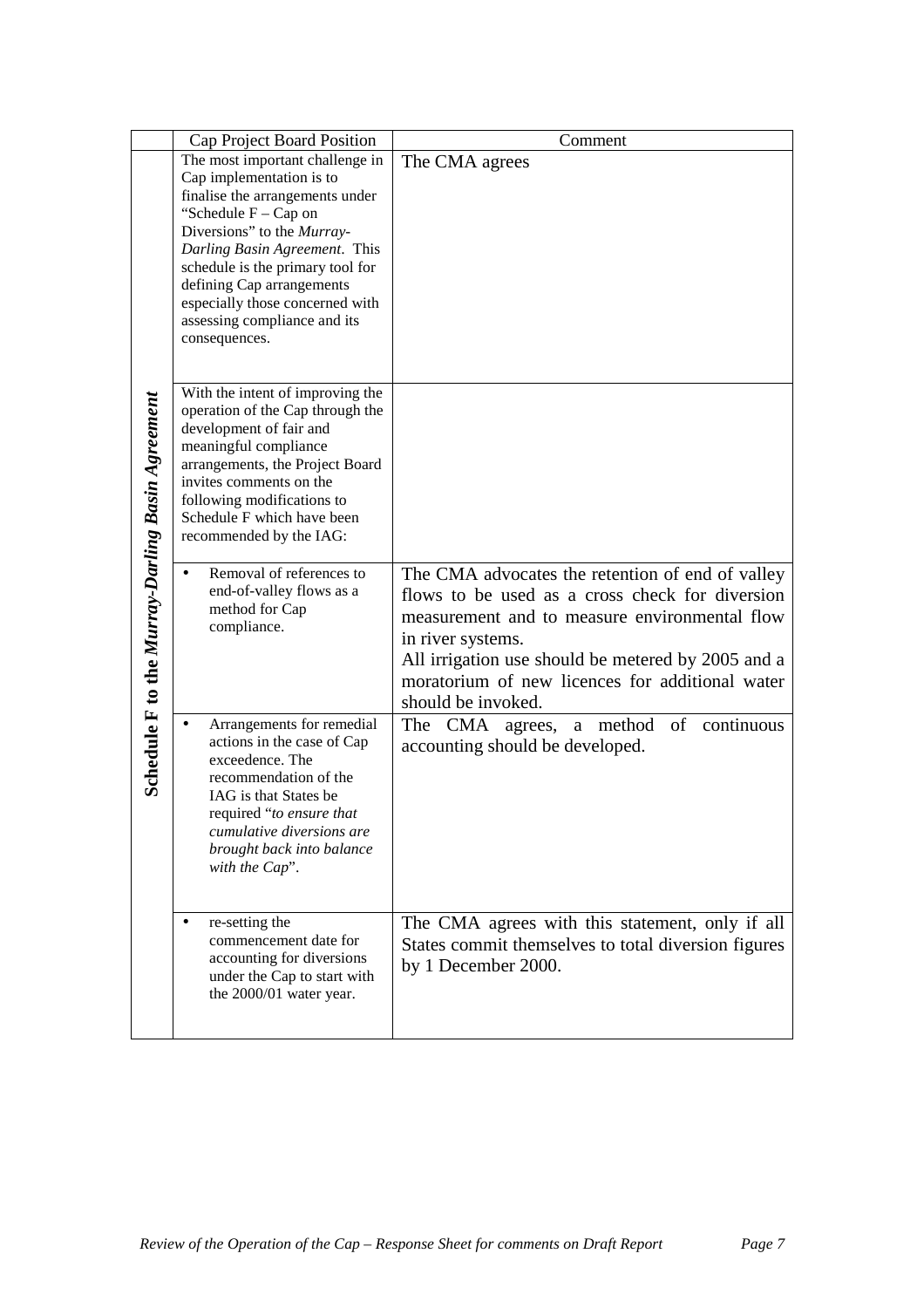| | Cap Project Board Position | Comment |
|---|---|---|
| **Schedule F to the *Murray-Darling Basin Agreement*** | The most important challenge in Cap implementation is to finalise the arrangements under "Schedule F – Cap on Diversions" to the *Murray-Darling Basin Agreement*. This schedule is the primary tool for defining Cap arrangements especially those concerned with assessing compliance and its consequences. | The CMA agrees |
| | With the intent of improving the operation of the Cap through the development of fair and meaningful compliance arrangements, the Project Board invites comments on the following modifications to Schedule F which have been recommended by the IAG: | |
| | • Removal of references to end-of-valley flows as a method for Cap compliance. | The CMA advocates the retention of end of valley flows to be used as a cross check for diversion measurement and to measure environmental flow in river systems.<br>All irrigation use should be metered by 2005 and a moratorium of new licences for additional water should be invoked. |
| | • Arrangements for remedial actions in the case of Cap exceedence. The recommendation of the IAG is that States be required "*to ensure that cumulative diversions are brought back into balance with the Cap*". | The CMA agrees, a method of continuous accounting should be developed. |
| | • re-setting the commencement date for accounting for diversions under the Cap to start with the 2000/01 water year. | The CMA agrees with this statement, only if all States commit themselves to total diversion figures by 1 December 2000. |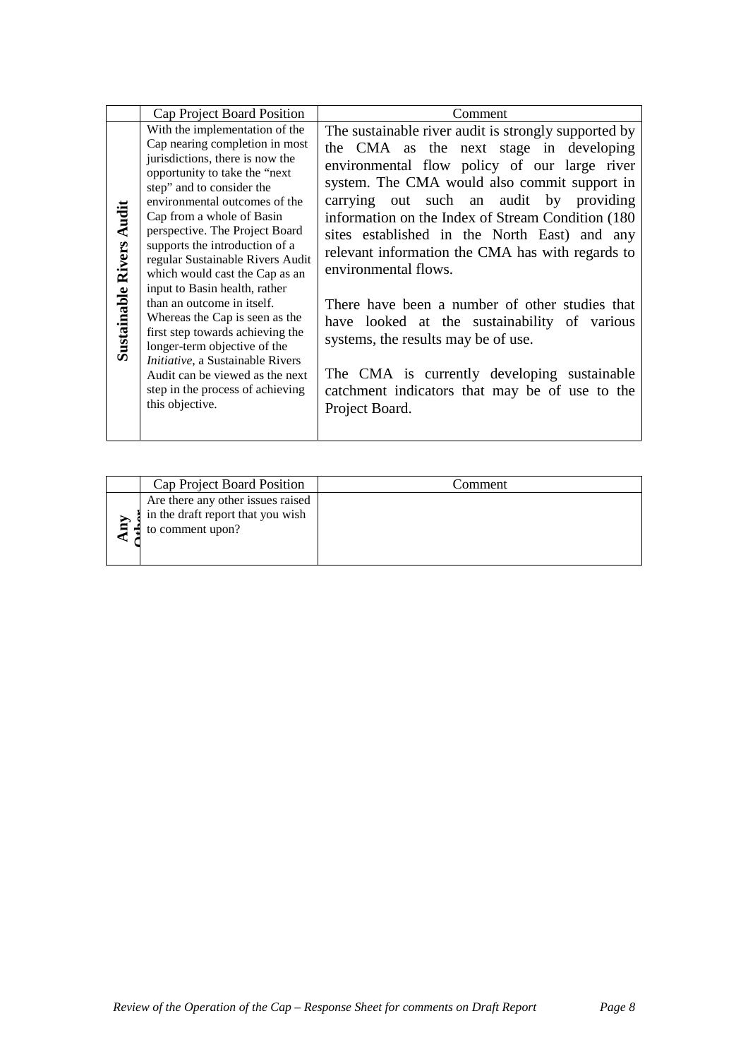| | Cap Project Board Position | Comment |
|---|---|---|
| **Sustainable Rivers Audit** | With the implementation of the Cap nearing completion in most jurisdictions, there is now the opportunity to take the "next step" and to consider the environmental outcomes of the Cap from a whole of Basin perspective. The Project Board supports the introduction of a regular Sustainable Rivers Audit which would cast the Cap as an input to Basin health, rather than an outcome in itself. Whereas the Cap is seen as the first step towards achieving the longer-term objective of the *Initiative*, a Sustainable Rivers Audit can be viewed as the next step in the process of achieving this objective. | The sustainable river audit is strongly supported by the CMA as the next stage in developing environmental flow policy of our large river system. The CMA would also commit support in carrying out such an audit by providing information on the Index of Stream Condition (180 sites established in the North East) and any relevant information the CMA has with regards to environmental flows.<br><br>There have been a number of other studies that have looked at the sustainability of various systems, the results may be of use.<br><br>The CMA is currently developing sustainable catchment indicators that may be of use to the Project Board. |

| | Cap Project Board Position | Comment |
|---|---|---|
| **Any Other** | Are there any other issues raised in the draft report that you wish to comment upon? | |